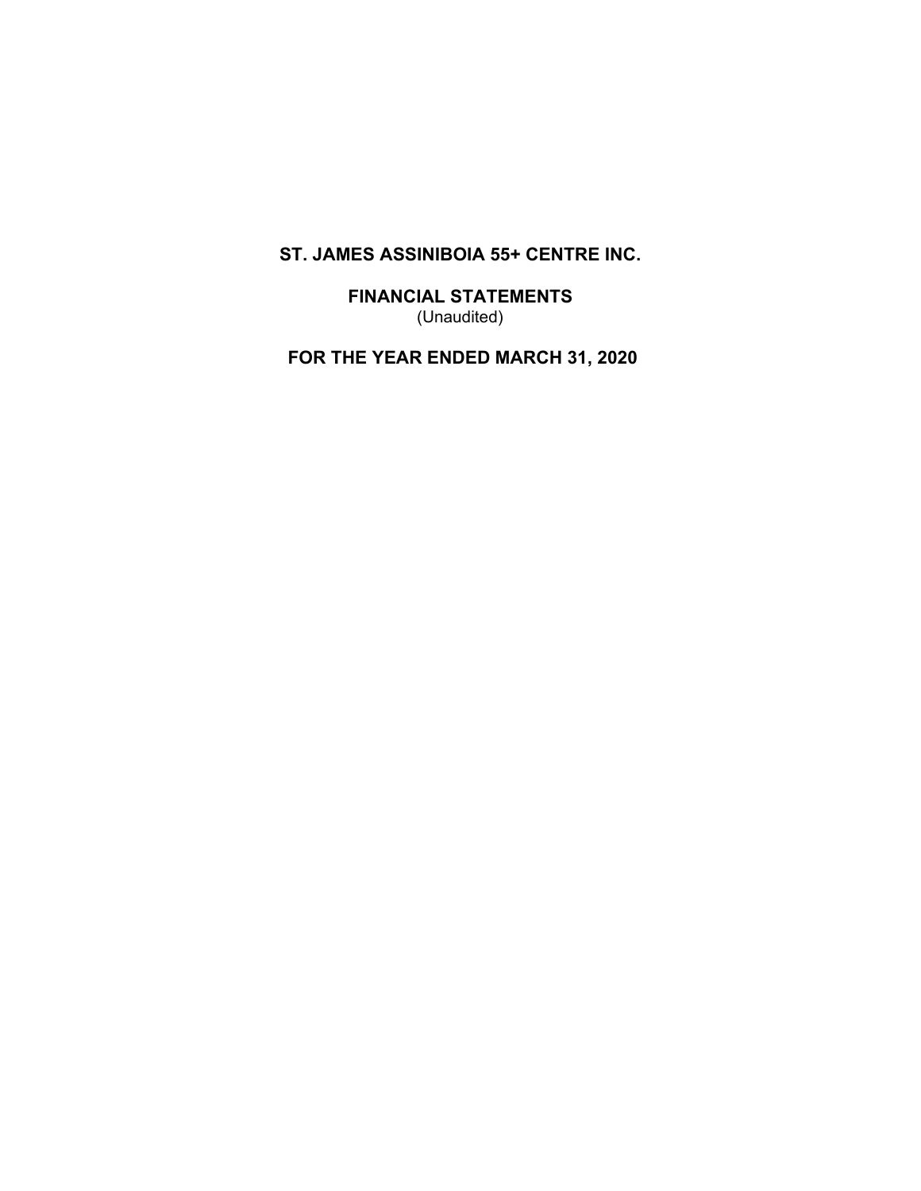# ST. JAMES ASSINIBOIA 55+ CENTRE INC.

## FINANCIAL STATEMENTS
(Unaudited)

## FOR THE YEAR ENDED MARCH 31, 2020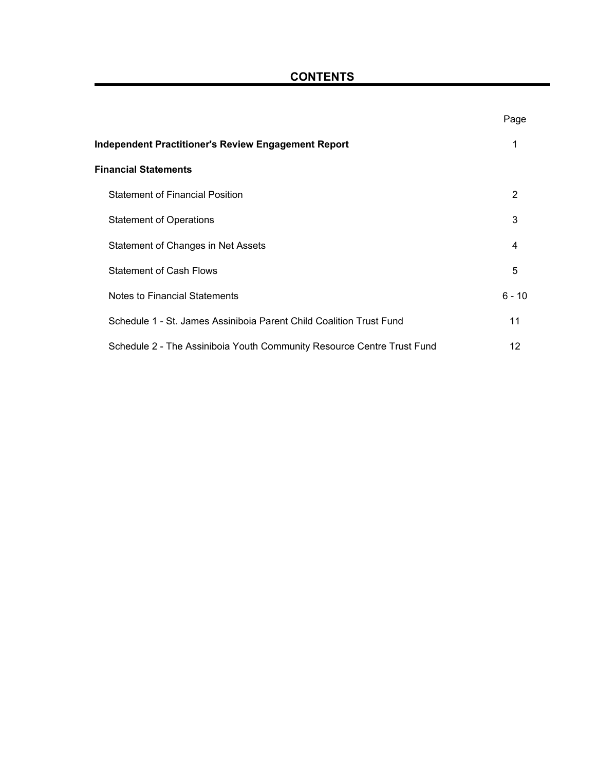# CONTENTS

| | Page |
|---|---|
| **Independent Practitioner's Review Engagement Report** | 1 |
| **Financial Statements** | |
| Statement of Financial Position | 2 |
| Statement of Operations | 3 |
| Statement of Changes in Net Assets | 4 |
| Statement of Cash Flows | 5 |
| Notes to Financial Statements | 6 - 10 |
| Schedule 1 - St. James Assiniboia Parent Child Coalition Trust Fund | 11 |
| Schedule 2 - The Assiniboia Youth Community Resource Centre Trust Fund | 12 |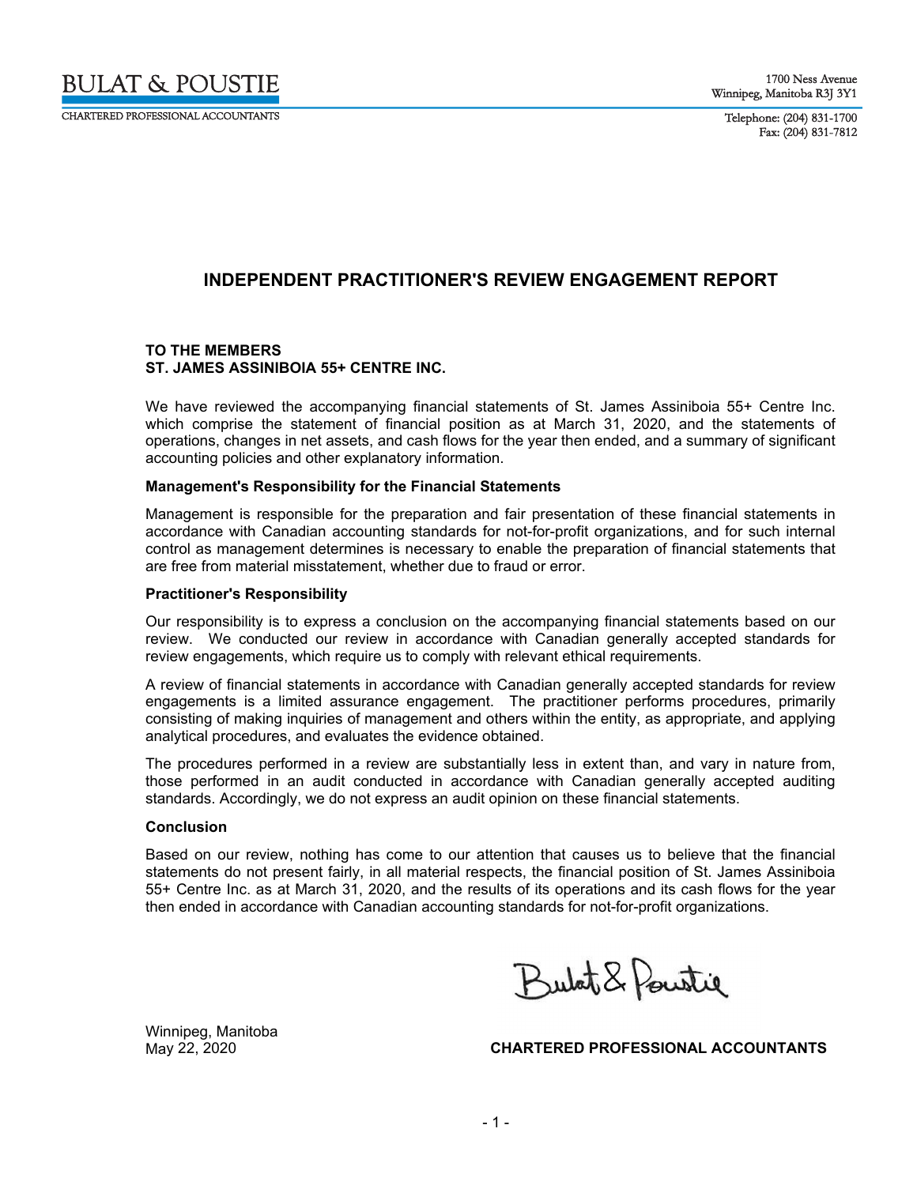BULAT & POUSTIE

CHARTERED PROFESSIONAL ACCOUNTANTS

1700 Ness Avenue
Winnipeg, Manitoba R3J 3Y1

Telephone: (204) 831-1700
Fax: (204) 831-7812

# INDEPENDENT PRACTITIONER'S REVIEW ENGAGEMENT REPORT

**TO THE MEMBERS**
**ST. JAMES ASSINIBOIA 55+ CENTRE INC.**

We have reviewed the accompanying financial statements of St. James Assiniboia 55+ Centre Inc. which comprise the statement of financial position as at March 31, 2020, and the statements of operations, changes in net assets, and cash flows for the year then ended, and a summary of significant accounting policies and other explanatory information.

**Management's Responsibility for the Financial Statements**

Management is responsible for the preparation and fair presentation of these financial statements in accordance with Canadian accounting standards for not-for-profit organizations, and for such internal control as management determines is necessary to enable the preparation of financial statements that are free from material misstatement, whether due to fraud or error.

**Practitioner's Responsibility**

Our responsibility is to express a conclusion on the accompanying financial statements based on our review. We conducted our review in accordance with Canadian generally accepted standards for review engagements, which require us to comply with relevant ethical requirements.

A review of financial statements in accordance with Canadian generally accepted standards for review engagements is a limited assurance engagement. The practitioner performs procedures, primarily consisting of making inquiries of management and others within the entity, as appropriate, and applying analytical procedures, and evaluates the evidence obtained.

The procedures performed in a review are substantially less in extent than, and vary in nature from, those performed in an audit conducted in accordance with Canadian generally accepted auditing standards. Accordingly, we do not express an audit opinion on these financial statements.

**Conclusion**

Based on our review, nothing has come to our attention that causes us to believe that the financial statements do not present fairly, in all material respects, the financial position of St. James Assiniboia 55+ Centre Inc. as at March 31, 2020, and the results of its operations and its cash flows for the year then ended in accordance with Canadian accounting standards for not-for-profit organizations.

Bulat & Poustie

Winnipeg, Manitoba
May 22, 2020

**CHARTERED PROFESSIONAL ACCOUNTANTS**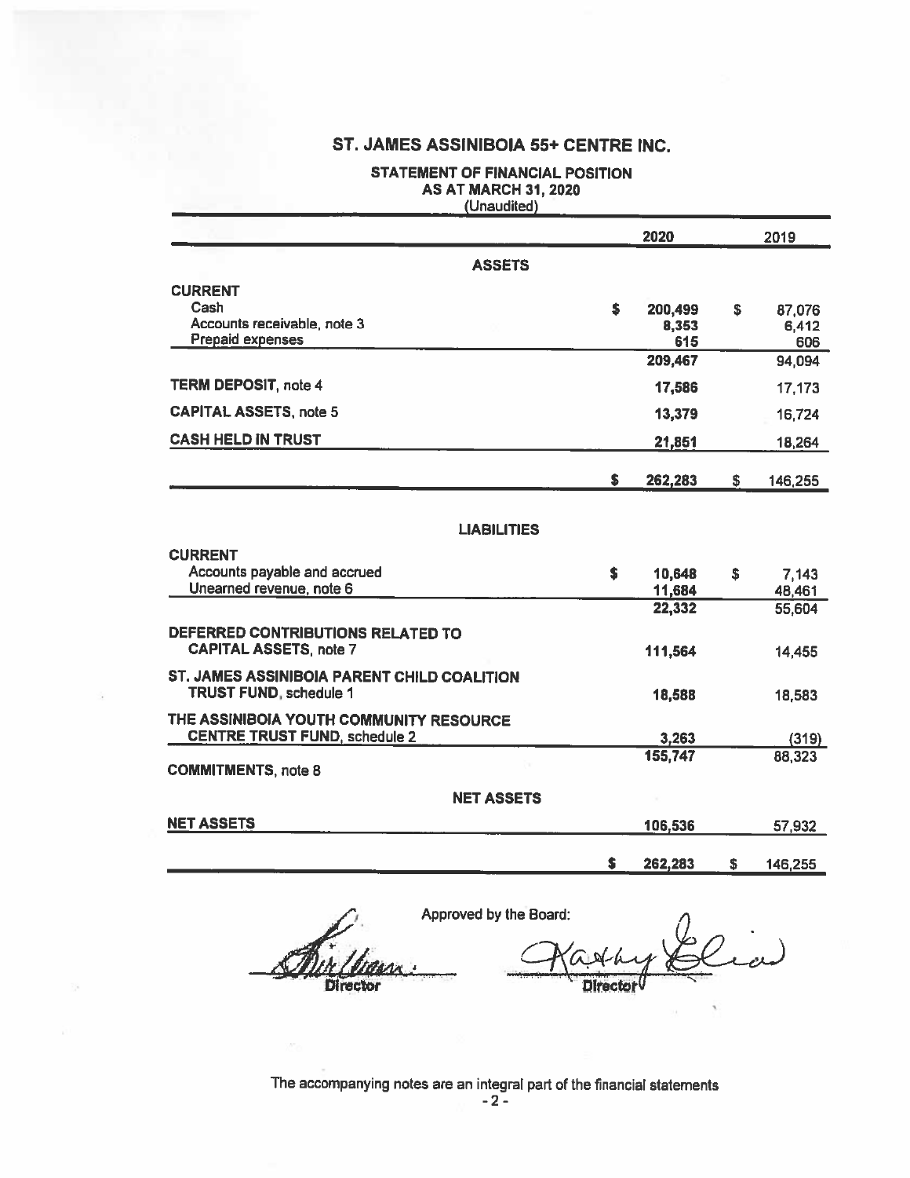# ST. JAMES ASSINIBOIA 55+ CENTRE INC.

## STATEMENT OF FINANCIAL POSITION
### AS AT MARCH 31, 2020
(Unaudited)

| | 2020 | 2019 |
|---|---|---|
| **ASSETS** | | |
| **CURRENT** | | |
| Cash | $ 200,499 | $ 87,076 |
| Accounts receivable, note 3 | 8,353 | 6,412 |
| Prepaid expenses | 615 | 606 |
| | 209,467 | 94,094 |
| **TERM DEPOSIT**, note 4 | 17,586 | 17,173 |
| **CAPITAL ASSETS**, note 5 | 13,379 | 16,724 |
| **CASH HELD IN TRUST** | 21,851 | 18,264 |
| | $ 262,283 | $ 146,255 |
| **LIABILITIES** | | |
| **CURRENT** | | |
| Accounts payable and accrued | $ 10,648 | $ 7,143 |
| Unearned revenue, note 6 | 11,684 | 48,461 |
| | 22,332 | 55,604 |
| **DEFERRED CONTRIBUTIONS RELATED TO CAPITAL ASSETS**, note 7 | 111,564 | 14,455 |
| **ST. JAMES ASSINIBOIA PARENT CHILD COALITION TRUST FUND**, schedule 1 | 18,588 | 18,583 |
| **THE ASSINIBOIA YOUTH COMMUNITY RESOURCE CENTRE TRUST FUND**, schedule 2 | 3,263 | (319) |
| | 155,747 | 88,323 |
| **COMMITMENTS**, note 8 | | |
| **NET ASSETS** | | |
| **NET ASSETS** | 106,536 | 57,932 |
| | $ 262,283 | $ 146,255 |

Approved by the Board:

Director Director

The accompanying notes are an integral part of the financial statements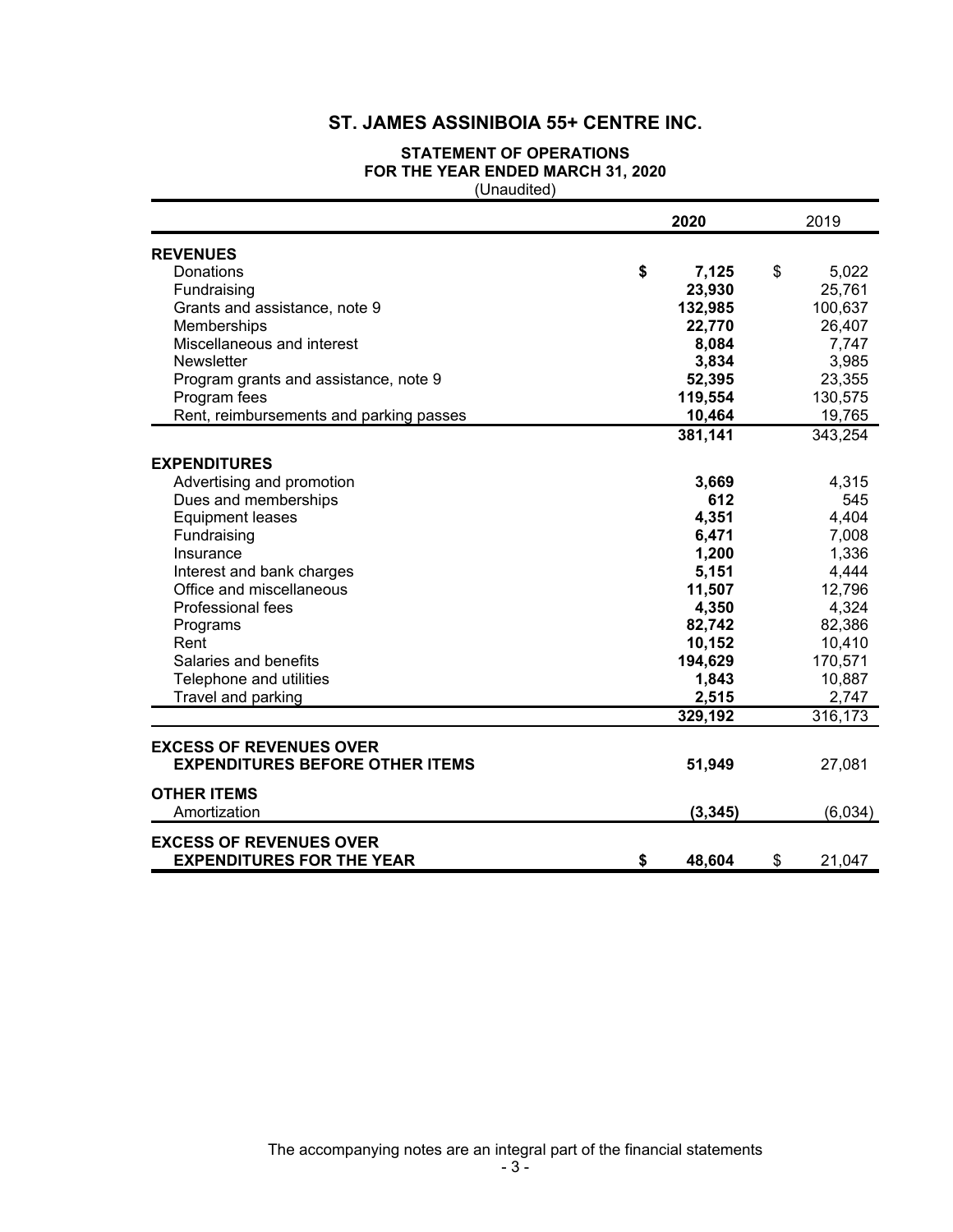# ST. JAMES ASSINIBOIA 55+ CENTRE INC.

## STATEMENT OF OPERATIONS
## FOR THE YEAR ENDED MARCH 31, 2020
(Unaudited)

| | 2020 | 2019 |
|---|---|---|
| **REVENUES** | | |
| Donations | **$ 7,125** | $ 5,022 |
| Fundraising | **23,930** | 25,761 |
| Grants and assistance, note 9 | **132,985** | 100,637 |
| Memberships | **22,770** | 26,407 |
| Miscellaneous and interest | **8,084** | 7,747 |
| Newsletter | **3,834** | 3,985 |
| Program grants and assistance, note 9 | **52,395** | 23,355 |
| Program fees | **119,554** | 130,575 |
| Rent, reimbursements and parking passes | **10,464** | 19,765 |
| | **381,141** | 343,254 |
| **EXPENDITURES** | | |
| Advertising and promotion | **3,669** | 4,315 |
| Dues and memberships | **612** | 545 |
| Equipment leases | **4,351** | 4,404 |
| Fundraising | **6,471** | 7,008 |
| Insurance | **1,200** | 1,336 |
| Interest and bank charges | **5,151** | 4,444 |
| Office and miscellaneous | **11,507** | 12,796 |
| Professional fees | **4,350** | 4,324 |
| Programs | **82,742** | 82,386 |
| Rent | **10,152** | 10,410 |
| Salaries and benefits | **194,629** | 170,571 |
| Telephone and utilities | **1,843** | 10,887 |
| Travel and parking | **2,515** | 2,747 |
| | **329,192** | 316,173 |
| **EXCESS OF REVENUES OVER EXPENDITURES BEFORE OTHER ITEMS** | **51,949** | 27,081 |
| **OTHER ITEMS** | | |
| Amortization | **(3,345)** | (6,034) |
| **EXCESS OF REVENUES OVER EXPENDITURES FOR THE YEAR** | **$ 48,604** | $ 21,047 |

The accompanying notes are an integral part of the financial statements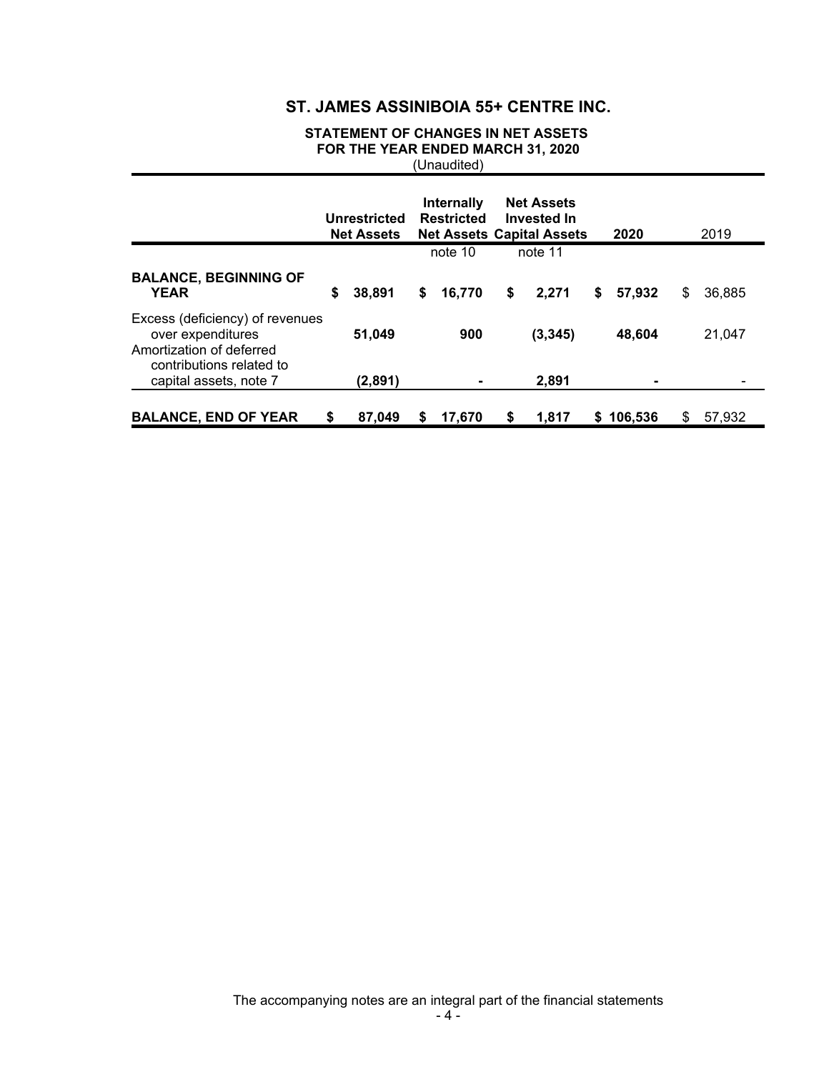# ST. JAMES ASSINIBOIA 55+ CENTRE INC.

## STATEMENT OF CHANGES IN NET ASSETS
## FOR THE YEAR ENDED MARCH 31, 2020
(Unaudited)

| | Unrestricted Net Assets | Internally Restricted Net Assets | Net Assets Invested In Capital Assets | 2020 | 2019 |
|---|---|---|---|---|---|
| | | note 10 | note 11 | | |
| **BALANCE, BEGINNING OF YEAR** | **$ 38,891** | **$ 16,770** | **$ 2,271** | **$ 57,932** | $ 36,885 |
| Excess (deficiency) of revenues over expenditures | **51,049** | **900** | **(3,345)** | **48,604** | 21,047 |
| Amortization of deferred contributions related to capital assets, note 7 | **(2,891)** | **-** | **2,891** | **-** | - |
| **BALANCE, END OF YEAR** | **$ 87,049** | **$ 17,670** | **$ 1,817** | **$ 106,536** | $ 57,932 |

The accompanying notes are an integral part of the financial statements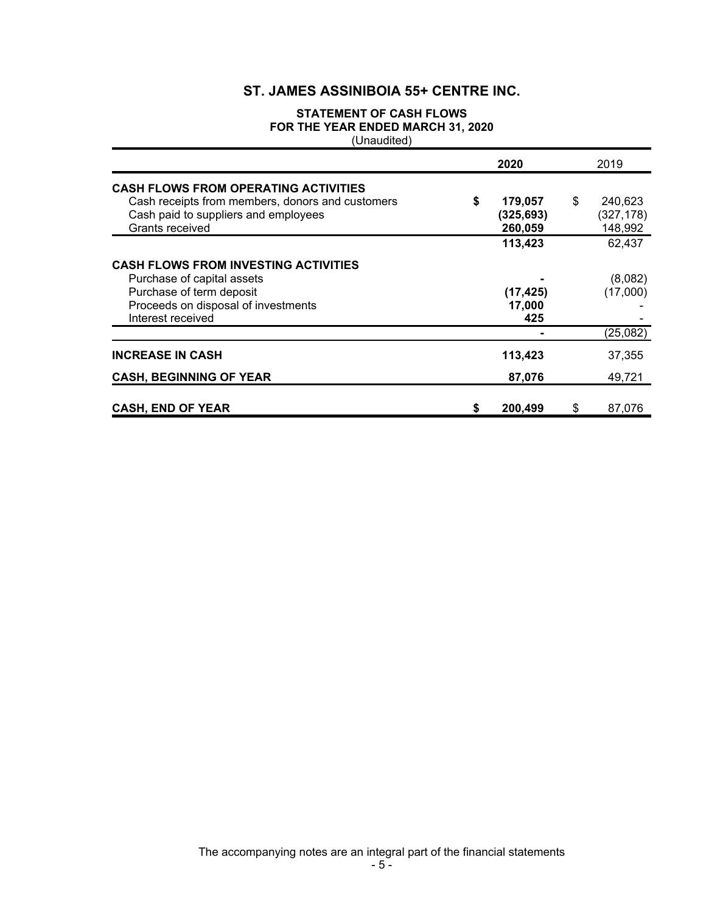# ST. JAMES ASSINIBOIA 55+ CENTRE INC.

## STATEMENT OF CASH FLOWS
## FOR THE YEAR ENDED MARCH 31, 2020
(Unaudited)

| | 2020 | 2019 |
|---|---|---|
| **CASH FLOWS FROM OPERATING ACTIVITIES** | | |
| Cash receipts from members, donors and customers | **$ 179,057** | $ 240,623 |
| Cash paid to suppliers and employees | **(325,693)** | (327,178) |
| Grants received | **260,059** | 148,992 |
| | **113,423** | 62,437 |
| **CASH FLOWS FROM INVESTING ACTIVITIES** | | |
| Purchase of capital assets | **-** | (8,082) |
| Purchase of term deposit | **(17,425)** | (17,000) |
| Proceeds on disposal of investments | **17,000** | - |
| Interest received | **425** | - |
| | **-** | (25,082) |
| **INCREASE IN CASH** | **113,423** | 37,355 |
| **CASH, BEGINNING OF YEAR** | **87,076** | 49,721 |
| **CASH, END OF YEAR** | **$ 200,499** | $ 87,076 |

The accompanying notes are an integral part of the financial statements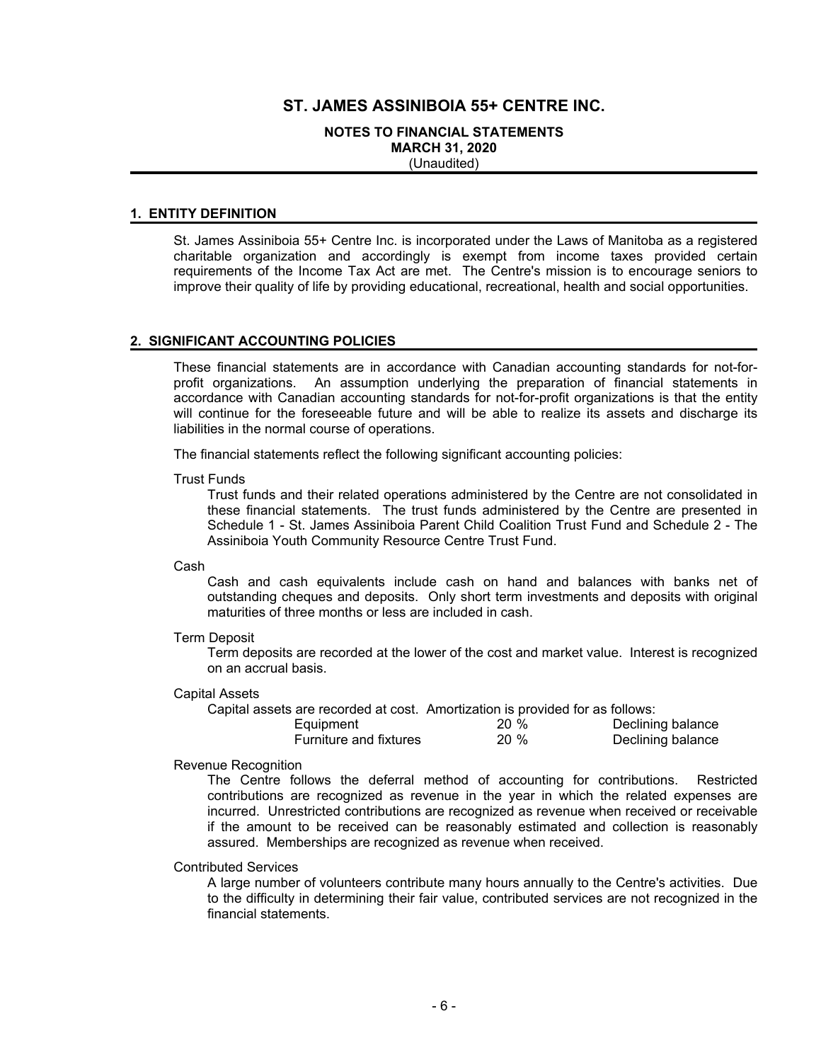# ST. JAMES ASSINIBOIA 55+ CENTRE INC.

**NOTES TO FINANCIAL STATEMENTS**
**MARCH 31, 2020**
(Unaudited)

## 1. ENTITY DEFINITION

St. James Assiniboia 55+ Centre Inc. is incorporated under the Laws of Manitoba as a registered charitable organization and accordingly is exempt from income taxes provided certain requirements of the Income Tax Act are met. The Centre's mission is to encourage seniors to improve their quality of life by providing educational, recreational, health and social opportunities.

## 2. SIGNIFICANT ACCOUNTING POLICIES

These financial statements are in accordance with Canadian accounting standards for not-for-profit organizations. An assumption underlying the preparation of financial statements in accordance with Canadian accounting standards for not-for-profit organizations is that the entity will continue for the foreseeable future and will be able to realize its assets and discharge its liabilities in the normal course of operations.

The financial statements reflect the following significant accounting policies:

Trust Funds

Trust funds and their related operations administered by the Centre are not consolidated in these financial statements. The trust funds administered by the Centre are presented in Schedule 1 - St. James Assiniboia Parent Child Coalition Trust Fund and Schedule 2 - The Assiniboia Youth Community Resource Centre Trust Fund.

Cash

Cash and cash equivalents include cash on hand and balances with banks net of outstanding cheques and deposits. Only short term investments and deposits with original maturities of three months or less are included in cash.

Term Deposit

Term deposits are recorded at the lower of the cost and market value. Interest is recognized on an accrual basis.

Capital Assets

Capital assets are recorded at cost. Amortization is provided for as follows:

| | | |
|---|---|---|
| Equipment | 20 % | Declining balance |
| Furniture and fixtures | 20 % | Declining balance |

Revenue Recognition

The Centre follows the deferral method of accounting for contributions. Restricted contributions are recognized as revenue in the year in which the related expenses are incurred. Unrestricted contributions are recognized as revenue when received or receivable if the amount to be received can be reasonably estimated and collection is reasonably assured. Memberships are recognized as revenue when received.

Contributed Services

A large number of volunteers contribute many hours annually to the Centre's activities. Due to the difficulty in determining their fair value, contributed services are not recognized in the financial statements.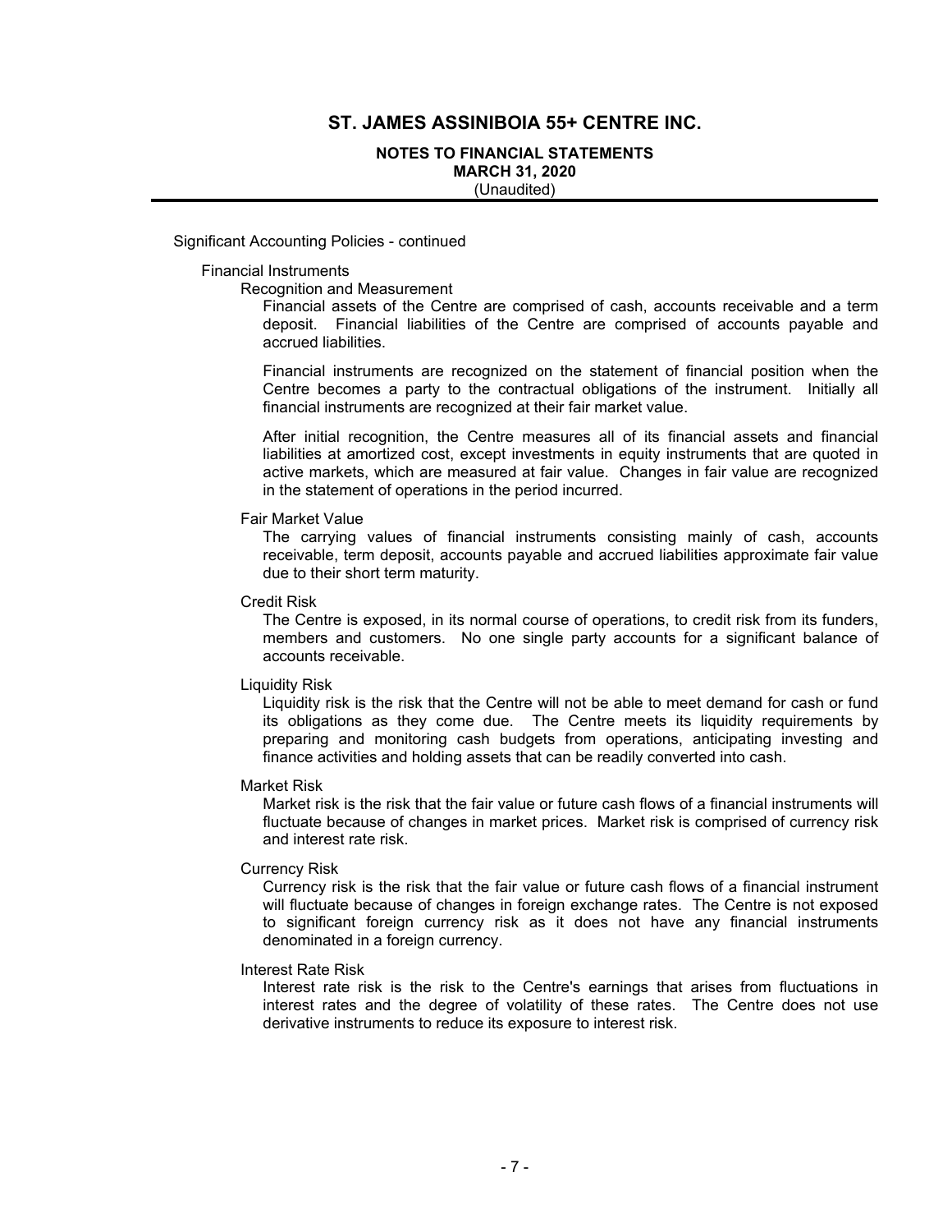# ST. JAMES ASSINIBOIA 55+ CENTRE INC.

## NOTES TO FINANCIAL STATEMENTS
## MARCH 31, 2020
(Unaudited)

Significant Accounting Policies - continued

### Financial Instruments

#### Recognition and Measurement

Financial assets of the Centre are comprised of cash, accounts receivable and a term deposit. Financial liabilities of the Centre are comprised of accounts payable and accrued liabilities.

Financial instruments are recognized on the statement of financial position when the Centre becomes a party to the contractual obligations of the instrument. Initially all financial instruments are recognized at their fair market value.

After initial recognition, the Centre measures all of its financial assets and financial liabilities at amortized cost, except investments in equity instruments that are quoted in active markets, which are measured at fair value. Changes in fair value are recognized in the statement of operations in the period incurred.

#### Fair Market Value

The carrying values of financial instruments consisting mainly of cash, accounts receivable, term deposit, accounts payable and accrued liabilities approximate fair value due to their short term maturity.

#### Credit Risk

The Centre is exposed, in its normal course of operations, to credit risk from its funders, members and customers. No one single party accounts for a significant balance of accounts receivable.

#### Liquidity Risk

Liquidity risk is the risk that the Centre will not be able to meet demand for cash or fund its obligations as they come due. The Centre meets its liquidity requirements by preparing and monitoring cash budgets from operations, anticipating investing and finance activities and holding assets that can be readily converted into cash.

#### Market Risk

Market risk is the risk that the fair value or future cash flows of a financial instruments will fluctuate because of changes in market prices. Market risk is comprised of currency risk and interest rate risk.

#### Currency Risk

Currency risk is the risk that the fair value or future cash flows of a financial instrument will fluctuate because of changes in foreign exchange rates. The Centre is not exposed to significant foreign currency risk as it does not have any financial instruments denominated in a foreign currency.

#### Interest Rate Risk

Interest rate risk is the risk to the Centre's earnings that arises from fluctuations in interest rates and the degree of volatility of these rates. The Centre does not use derivative instruments to reduce its exposure to interest risk.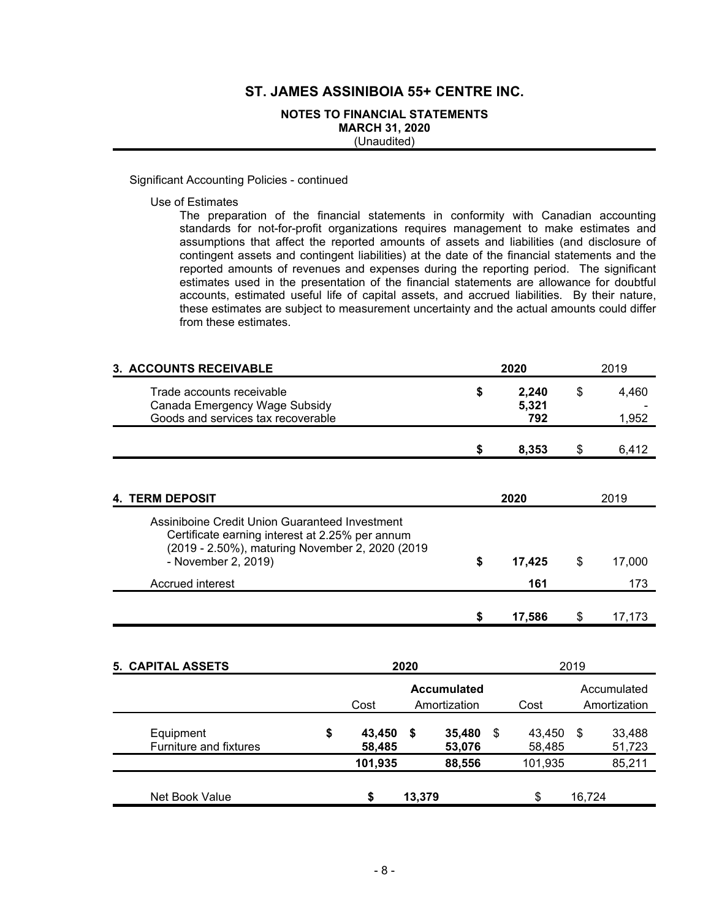# ST. JAMES ASSINIBOIA 55+ CENTRE INC.

**NOTES TO FINANCIAL STATEMENTS**
**MARCH 31, 2020**
(Unaudited)

Significant Accounting Policies - continued

Use of Estimates

The preparation of the financial statements in conformity with Canadian accounting standards for not-for-profit organizations requires management to make estimates and assumptions that affect the reported amounts of assets and liabilities (and disclosure of contingent assets and contingent liabilities) at the date of the financial statements and the reported amounts of revenues and expenses during the reporting period. The significant estimates used in the presentation of the financial statements are allowance for doubtful accounts, estimated useful life of capital assets, and accrued liabilities. By their nature, these estimates are subject to measurement uncertainty and the actual amounts could differ from these estimates.

| **3. ACCOUNTS RECEIVABLE** | **2020** | 2019 |
|---|---|---|
| Trade accounts receivable | **$ 2,240** | $ 4,460 |
| Canada Emergency Wage Subsidy | **5,321** | - |
| Goods and services tax recoverable | **792** | 1,952 |
| | **$ 8,353** | $ 6,412 |

| **4. TERM DEPOSIT** | **2020** | 2019 |
|---|---|---|
| Assiniboine Credit Union Guaranteed Investment Certificate earning interest at 2.25% per annum (2019 - 2.50%), maturing November 2, 2020 (2019 - November 2, 2019) | **$ 17,425** | $ 17,000 |
| Accrued interest | **161** | 173 |
| | **$ 17,586** | $ 17,173 |

| **5. CAPITAL ASSETS** | **2020** | | 2019 | |
|---|---|---|---|---|
| | Cost | **Accumulated** Amortization | Cost | Accumulated Amortization |
| Equipment | **$ 43,450** | **$ 35,480** | $ 43,450 | $ 33,488 |
| Furniture and fixtures | **58,485** | **53,076** | 58,485 | 51,723 |
| | **101,935** | **88,556** | 101,935 | 85,211 |
| Net Book Value | **$ 13,379** | | $ 16,724 | |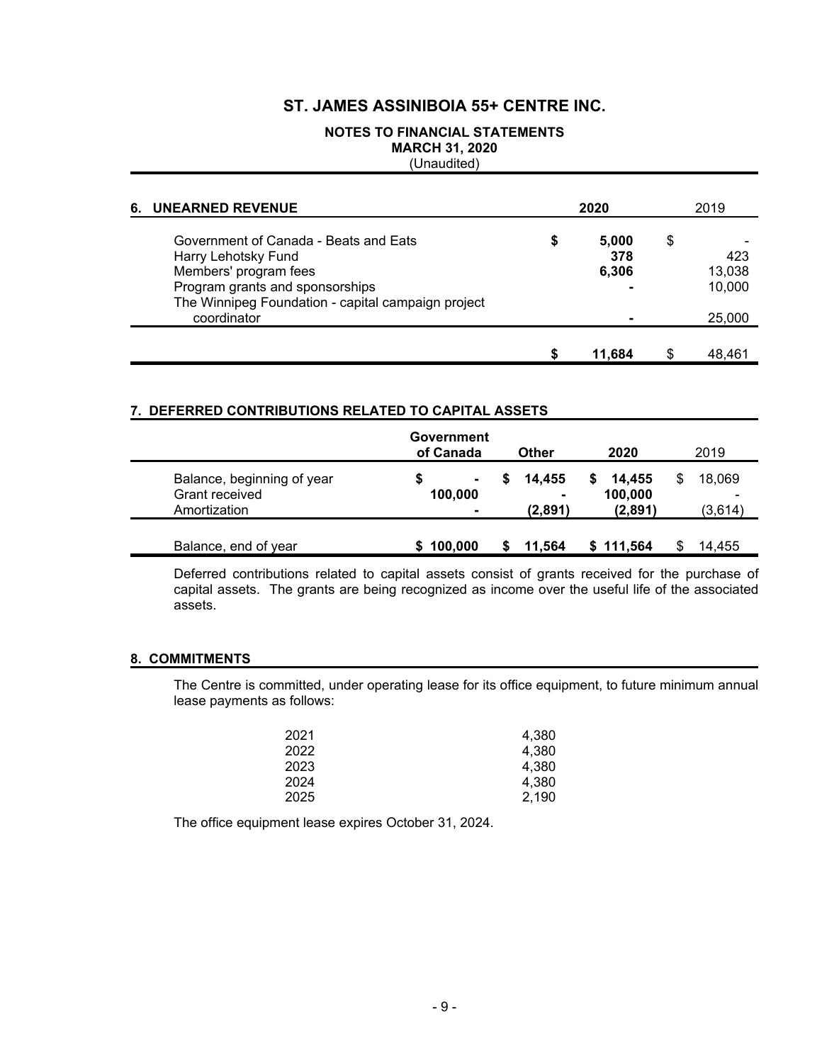# ST. JAMES ASSINIBOIA 55+ CENTRE INC.

**NOTES TO FINANCIAL STATEMENTS**
**MARCH 31, 2020**
(Unaudited)

## 6. UNEARNED REVENUE

| | 2020 | 2019 |
|---|---|---|
| Government of Canada - Beats and Eats | $ 5,000 | $ - |
| Harry Lehotsky Fund | 378 | 423 |
| Members' program fees | 6,306 | 13,038 |
| Program grants and sponsorships | - | 10,000 |
| The Winnipeg Foundation - capital campaign project coordinator | - | 25,000 |
| | $ 11,684 | $ 48,461 |

## 7. DEFERRED CONTRIBUTIONS RELATED TO CAPITAL ASSETS

| | Government of Canada | Other | 2020 | 2019 |
|---|---|---|---|---|
| Balance, beginning of year | $ - | $ 14,455 | $ 14,455 | $ 18,069 |
| Grant received | 100,000 | - | 100,000 | - |
| Amortization | - | (2,891) | (2,891) | (3,614) |
| Balance, end of year | $ 100,000 | $ 11,564 | $ 111,564 | $ 14,455 |

Deferred contributions related to capital assets consist of grants received for the purchase of capital assets. The grants are being recognized as income over the useful life of the associated assets.

## 8. COMMITMENTS

The Centre is committed, under operating lease for its office equipment, to future minimum annual lease payments as follows:

| | |
|---|---|
| 2021 | 4,380 |
| 2022 | 4,380 |
| 2023 | 4,380 |
| 2024 | 4,380 |
| 2025 | 2,190 |

The office equipment lease expires October 31, 2024.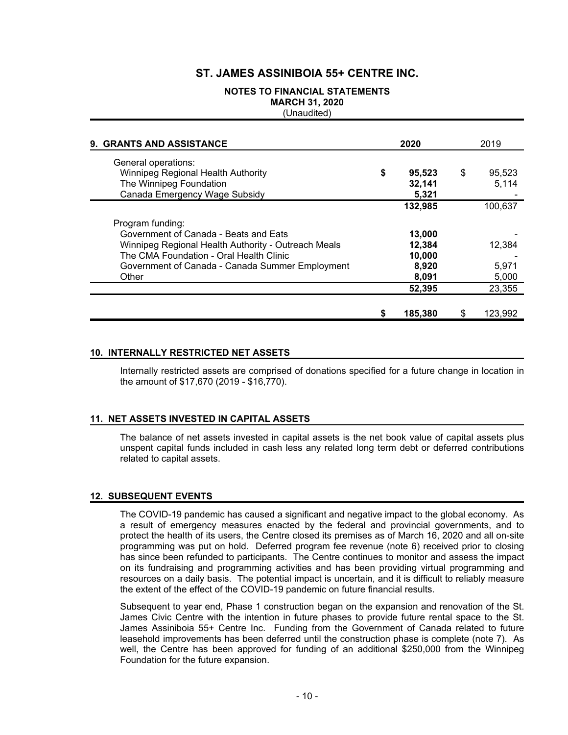# ST. JAMES ASSINIBOIA 55+ CENTRE INC.

**NOTES TO FINANCIAL STATEMENTS**
**MARCH 31, 2020**
(Unaudited)

| 9. GRANTS AND ASSISTANCE | 2020 | 2019 |
|---|---|---|
| General operations: | | |
| Winnipeg Regional Health Authority | **$ 95,523** | $ 95,523 |
| The Winnipeg Foundation | **32,141** | 5,114 |
| Canada Emergency Wage Subsidy | **5,321** | - |
| | **132,985** | 100,637 |
| Program funding: | | |
| Government of Canada - Beats and Eats | **13,000** | - |
| Winnipeg Regional Health Authority - Outreach Meals | **12,384** | 12,384 |
| The CMA Foundation - Oral Health Clinic | **10,000** | - |
| Government of Canada - Canada Summer Employment | **8,920** | 5,971 |
| Other | **8,091** | 5,000 |
| | **52,395** | 23,355 |
| | **$ 185,380** | $ 123,992 |

## 10. INTERNALLY RESTRICTED NET ASSETS

Internally restricted assets are comprised of donations specified for a future change in location in the amount of $17,670 (2019 - $16,770).

## 11. NET ASSETS INVESTED IN CAPITAL ASSETS

The balance of net assets invested in capital assets is the net book value of capital assets plus unspent capital funds included in cash less any related long term debt or deferred contributions related to capital assets.

## 12. SUBSEQUENT EVENTS

The COVID-19 pandemic has caused a significant and negative impact to the global economy. As a result of emergency measures enacted by the federal and provincial governments, and to protect the health of its users, the Centre closed its premises as of March 16, 2020 and all on-site programming was put on hold. Deferred program fee revenue (note 6) received prior to closing has since been refunded to participants. The Centre continues to monitor and assess the impact on its fundraising and programming activities and has been providing virtual programming and resources on a daily basis. The potential impact is uncertain, and it is difficult to reliably measure the extent of the effect of the COVID-19 pandemic on future financial results.

Subsequent to year end, Phase 1 construction began on the expansion and renovation of the St. James Civic Centre with the intention in future phases to provide future rental space to the St. James Assiniboia 55+ Centre Inc. Funding from the Government of Canada related to future leasehold improvements has been deferred until the construction phase is complete (note 7). As well, the Centre has been approved for funding of an additional $250,000 from the Winnipeg Foundation for the future expansion.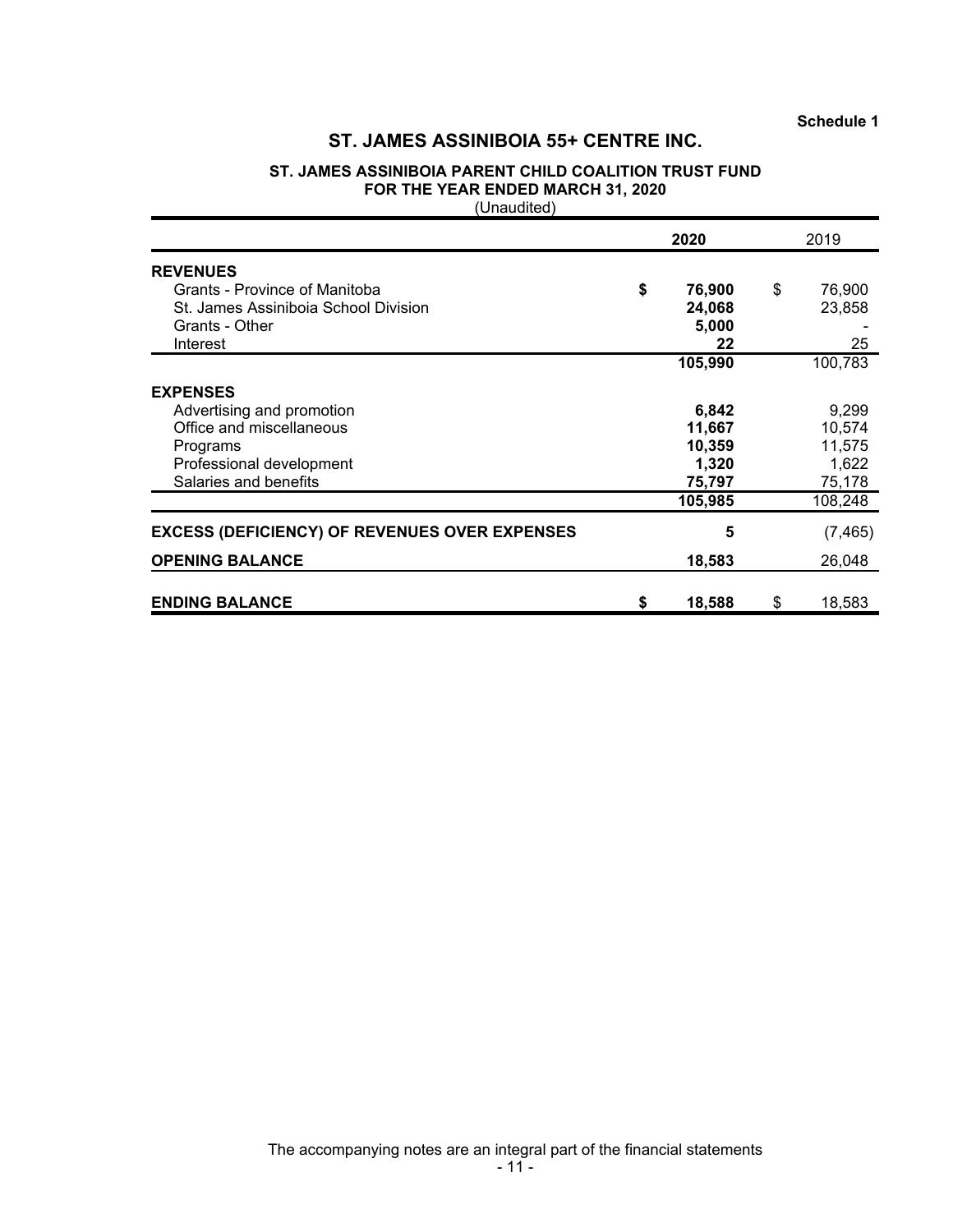Schedule 1

# ST. JAMES ASSINIBOIA 55+ CENTRE INC.

## ST. JAMES ASSINIBOIA PARENT CHILD COALITION TRUST FUND
## FOR THE YEAR ENDED MARCH 31, 2020
(Unaudited)

| | 2020 | 2019 |
|---|---|---|
| **REVENUES** | | |
| Grants - Province of Manitoba | **$ 76,900** | $ 76,900 |
| St. James Assiniboia School Division | **24,068** | 23,858 |
| Grants - Other | **5,000** | - |
| Interest | **22** | 25 |
| | **105,990** | 100,783 |
| **EXPENSES** | | |
| Advertising and promotion | **6,842** | 9,299 |
| Office and miscellaneous | **11,667** | 10,574 |
| Programs | **10,359** | 11,575 |
| Professional development | **1,320** | 1,622 |
| Salaries and benefits | **75,797** | 75,178 |
| | **105,985** | 108,248 |
| **EXCESS (DEFICIENCY) OF REVENUES OVER EXPENSES** | **5** | (7,465) |
| **OPENING BALANCE** | **18,583** | 26,048 |
| **ENDING BALANCE** | **$ 18,588** | $ 18,583 |

The accompanying notes are an integral part of the financial statements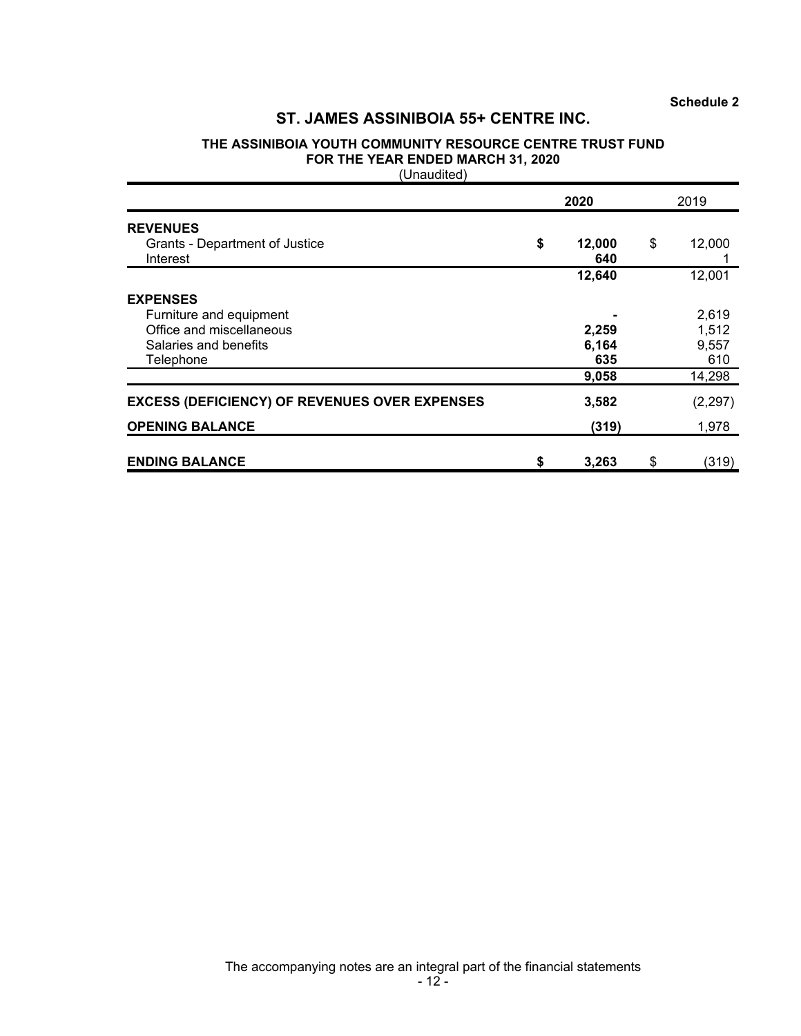Schedule 2

# ST. JAMES ASSINIBOIA 55+ CENTRE INC.

## THE ASSINIBOIA YOUTH COMMUNITY RESOURCE CENTRE TRUST FUND
## FOR THE YEAR ENDED MARCH 31, 2020

(Unaudited)

| | 2020 | 2019 |
|---|---|---|
| **REVENUES** | | |
| Grants - Department of Justice | $ 12,000 | $ 12,000 |
| Interest | 640 | 1 |
| | 12,640 | 12,001 |
| **EXPENSES** | | |
| Furniture and equipment | - | 2,619 |
| Office and miscellaneous | 2,259 | 1,512 |
| Salaries and benefits | 6,164 | 9,557 |
| Telephone | 635 | 610 |
| | 9,058 | 14,298 |
| **EXCESS (DEFICIENCY) OF REVENUES OVER EXPENSES** | 3,582 | (2,297) |
| **OPENING BALANCE** | (319) | 1,978 |
| **ENDING BALANCE** | $ 3,263 | $ (319) |

The accompanying notes are an integral part of the financial statements